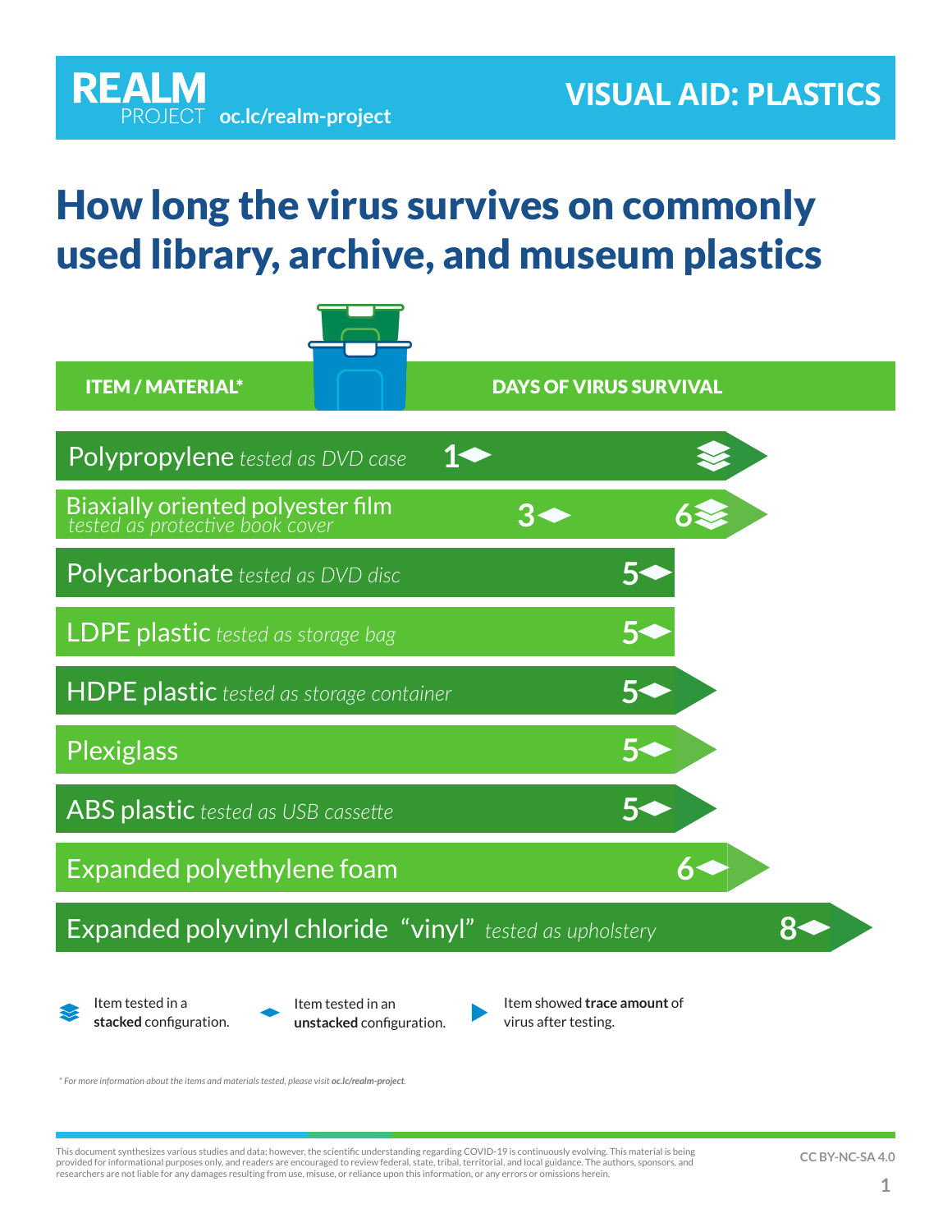**REALM PROJECT** oc.lc/realm-project

**VISUAL AID: PLASTICS**

# How long the virus survives on commonly used library, archive, and museum plastics

| ITEM / MATERIAL* | DAYS OF VIRUS SURVIVAL |
|---|---|
| Polypropylene *tested as DVD case* | 1 (unstacked); stacked (trace amount) |
| Biaxially oriented polyester film *tested as protective book cover* | 3 (unstacked); 6 (stacked, trace amount) |
| Polycarbonate *tested as DVD disc* | 5 (unstacked) |
| LDPE plastic *tested as storage bag* | 5 (unstacked) |
| HDPE plastic *tested as storage container* | 5 (unstacked, trace amount) |
| Plexiglass | 5 (unstacked, trace amount) |
| ABS plastic *tested as USB cassette* | 5 (unstacked, trace amount) |
| Expanded polyethylene foam | 6 (unstacked, trace amount) |
| Expanded polyvinyl chloride "vinyl" *tested as upholstery* | 8 (unstacked, trace amount) |

- Item tested in a **stacked** configuration.
- Item tested in an **unstacked** configuration.
- Item showed **trace amount** of virus after testing.

*\* For more information about the items and materials tested, please visit **oc.lc/realm-project**.*

This document synthesizes various studies and data; however, the scientific understanding regarding COVID-19 is continuously evolving. This material is being provided for informational purposes only, and readers are encouraged to review federal, state, tribal, territorial, and local guidance. The authors, sponsors, and researchers are not liable for any damages resulting from use, misuse, or reliance upon this information, or any errors or omissions herein.

CC BY-NC-SA 4.0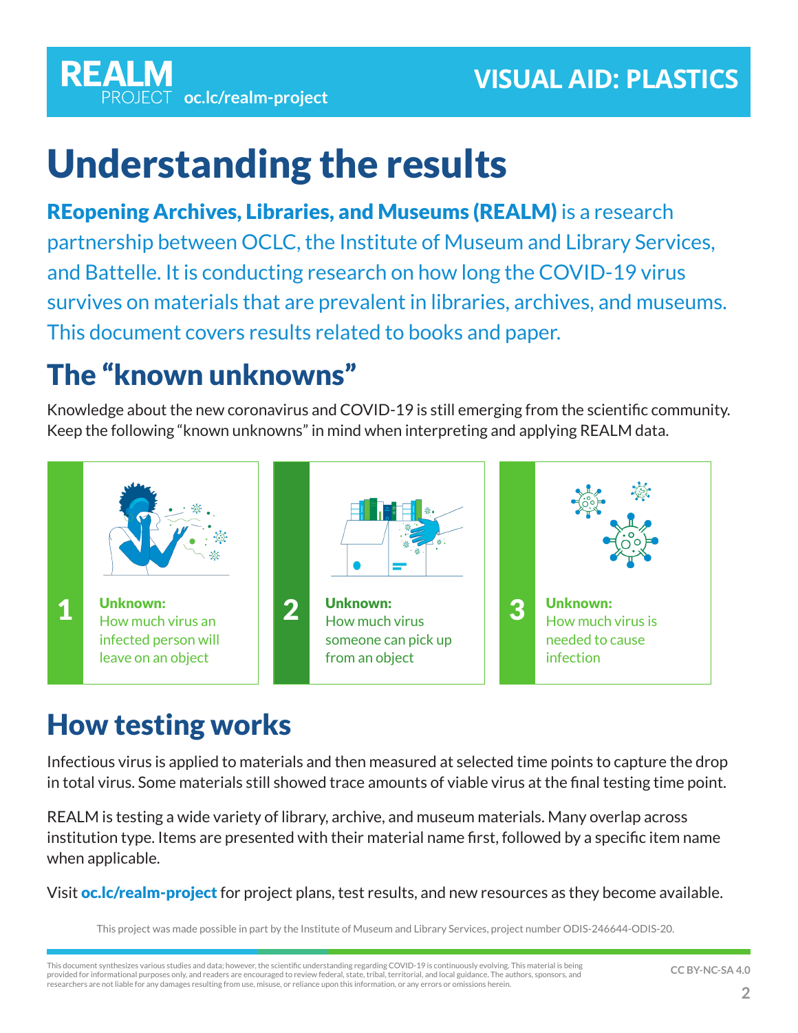REALM PROJECT oc.lc/realm-project

VISUAL AID: PLASTICS

# Understanding the results

**REopening Archives, Libraries, and Museums (REALM)** is a research partnership between OCLC, the Institute of Museum and Library Services, and Battelle. It is conducting research on how long the COVID-19 virus survives on materials that are prevalent in libraries, archives, and museums. This document covers results related to books and paper.

## The “known unknowns”

Knowledge about the new coronavirus and COVID-19 is still emerging from the scientific community. Keep the following “known unknowns” in mind when interpreting and applying REALM data.

1. **Unknown:** How much virus an infected person will leave on an object
2. **Unknown:** How much virus someone can pick up from an object
3. **Unknown:** How much virus is needed to cause infection

## How testing works

Infectious virus is applied to materials and then measured at selected time points to capture the drop in total virus. Some materials still showed trace amounts of viable virus at the final testing time point.

REALM is testing a wide variety of library, archive, and museum materials. Many overlap across institution type. Items are presented with their material name first, followed by a specific item name when applicable.

Visit **oc.lc/realm-project** for project plans, test results, and new resources as they become available.

This project was made possible in part by the Institute of Museum and Library Services, project number ODIS-246644-ODIS-20.

This document synthesizes various studies and data; however, the scientific understanding regarding COVID-19 is continuously evolving. This material is being provided for informational purposes only, and readers are encouraged to review federal, state, tribal, territorial, and local guidance. The authors, sponsors, and researchers are not liable for any damages resulting from use, misuse, or reliance upon this information, or any errors or omissions herein.

CC BY-NC-SA 4.0